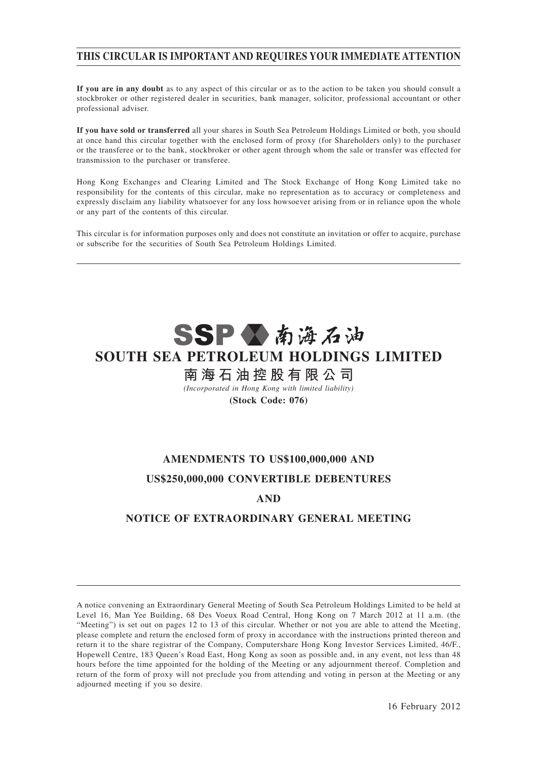**THIS CIRCULAR IS IMPORTANT AND REQUIRES YOUR IMMEDIATE ATTENTION**

**If you are in any doubt** as to any aspect of this circular or as to the action to be taken you should consult a stockbroker or other registered dealer in securities, bank manager, solicitor, professional accountant or other professional adviser.

**If you have sold or transferred** all your shares in South Sea Petroleum Holdings Limited or both, you should at once hand this circular together with the enclosed form of proxy (for Shareholders only) to the purchaser or the transferee or to the bank, stockbroker or other agent through whom the sale or transfer was effected for transmission to the purchaser or transferee.

Hong Kong Exchanges and Clearing Limited and The Stock Exchange of Hong Kong Limited take no responsibility for the contents of this circular, make no representation as to accuracy or completeness and expressly disclaim any liability whatsoever for any loss howsoever arising from or in reliance upon the whole or any part of the contents of this circular.

This circular is for information purposes only and does not constitute an invitation or offer to acquire, purchase or subscribe for the securities of South Sea Petroleum Holdings Limited.

SSP 南海石油

# SOUTH SEA PETROLEUM HOLDINGS LIMITED

# 南海石油控股有限公司

*(Incorporated in Hong Kong with limited liability)*

**(Stock Code: 076)**

## AMENDMENTS TO US$100,000,000 AND US$250,000,000 CONVERTIBLE DEBENTURES AND NOTICE OF EXTRAORDINARY GENERAL MEETING

A notice convening an Extraordinary General Meeting of South Sea Petroleum Holdings Limited to be held at Level 16, Man Yee Building, 68 Des Voeux Road Central, Hong Kong on 7 March 2012 at 11 a.m. (the "Meeting") is set out on pages 12 to 13 of this circular. Whether or not you are able to attend the Meeting, please complete and return the enclosed form of proxy in accordance with the instructions printed thereon and return it to the share registrar of the Company, Computershare Hong Kong Investor Services Limited, 46/F., Hopewell Centre, 183 Queen's Road East, Hong Kong as soon as possible and, in any event, not less than 48 hours before the time appointed for the holding of the Meeting or any adjournment thereof. Completion and return of the form of proxy will not preclude you from attending and voting in person at the Meeting or any adjourned meeting if you so desire.

16 February 2012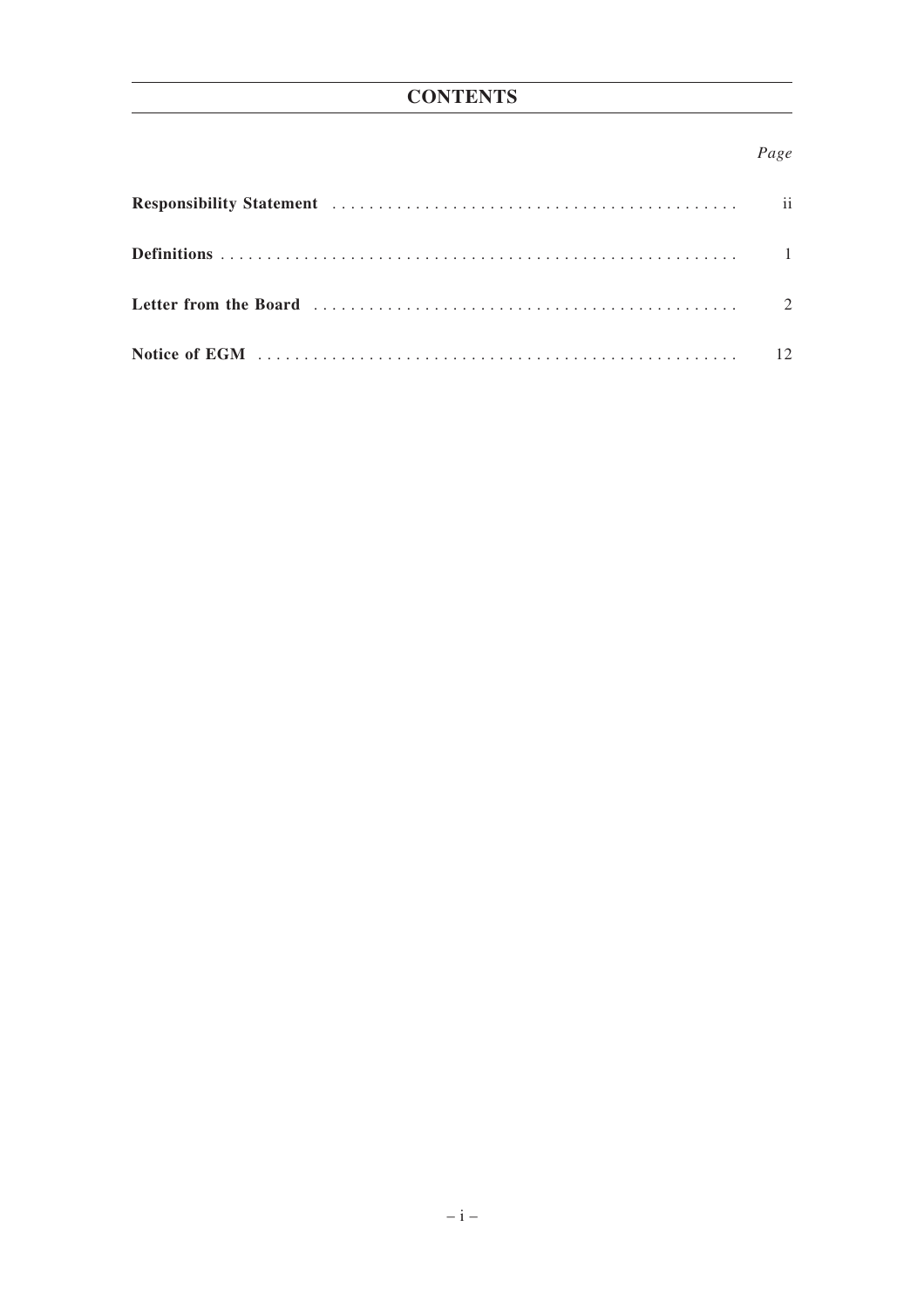# CONTENTS

| | *Page* |
|---|---|
| **Responsibility Statement** | ii |
| **Definitions** | 1 |
| **Letter from the Board** | 2 |
| **Notice of EGM** | 12 |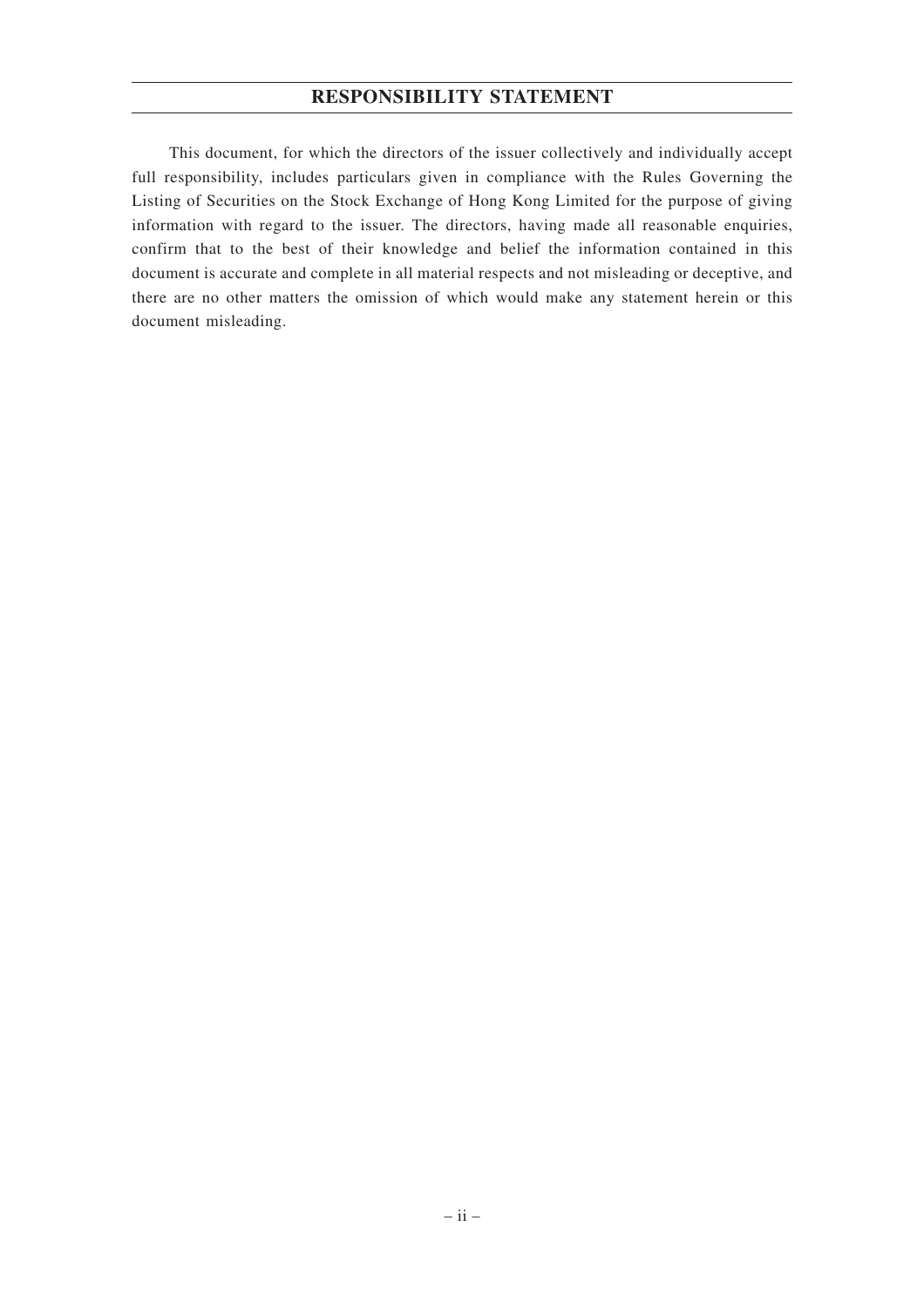# RESPONSIBILITY STATEMENT

This document, for which the directors of the issuer collectively and individually accept full responsibility, includes particulars given in compliance with the Rules Governing the Listing of Securities on the Stock Exchange of Hong Kong Limited for the purpose of giving information with regard to the issuer. The directors, having made all reasonable enquiries, confirm that to the best of their knowledge and belief the information contained in this document is accurate and complete in all material respects and not misleading or deceptive, and there are no other matters the omission of which would make any statement herein or this document misleading.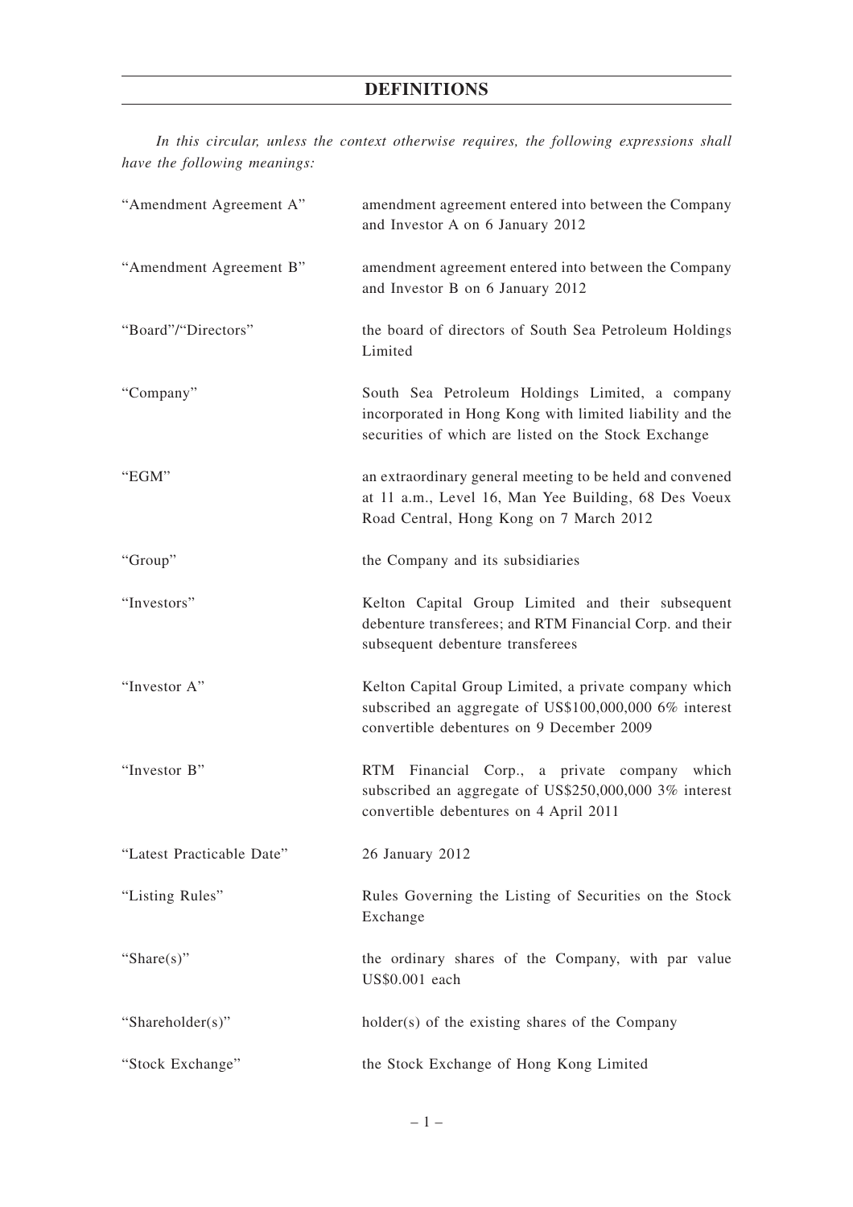# DEFINITIONS

*In this circular, unless the context otherwise requires, the following expressions shall have the following meanings:*

| | |
|---|---|
| "Amendment Agreement A" | amendment agreement entered into between the Company and Investor A on 6 January 2012 |
| "Amendment Agreement B" | amendment agreement entered into between the Company and Investor B on 6 January 2012 |
| "Board"/"Directors" | the board of directors of South Sea Petroleum Holdings Limited |
| "Company" | South Sea Petroleum Holdings Limited, a company incorporated in Hong Kong with limited liability and the securities of which are listed on the Stock Exchange |
| "EGM" | an extraordinary general meeting to be held and convened at 11 a.m., Level 16, Man Yee Building, 68 Des Voeux Road Central, Hong Kong on 7 March 2012 |
| "Group" | the Company and its subsidiaries |
| "Investors" | Kelton Capital Group Limited and their subsequent debenture transferees; and RTM Financial Corp. and their subsequent debenture transferees |
| "Investor A" | Kelton Capital Group Limited, a private company which subscribed an aggregate of US$100,000,000 6% interest convertible debentures on 9 December 2009 |
| "Investor B" | RTM Financial Corp., a private company which subscribed an aggregate of US$250,000,000 3% interest convertible debentures on 4 April 2011 |
| "Latest Practicable Date" | 26 January 2012 |
| "Listing Rules" | Rules Governing the Listing of Securities on the Stock Exchange |
| "Share(s)" | the ordinary shares of the Company, with par value US$0.001 each |
| "Shareholder(s)" | holder(s) of the existing shares of the Company |
| "Stock Exchange" | the Stock Exchange of Hong Kong Limited |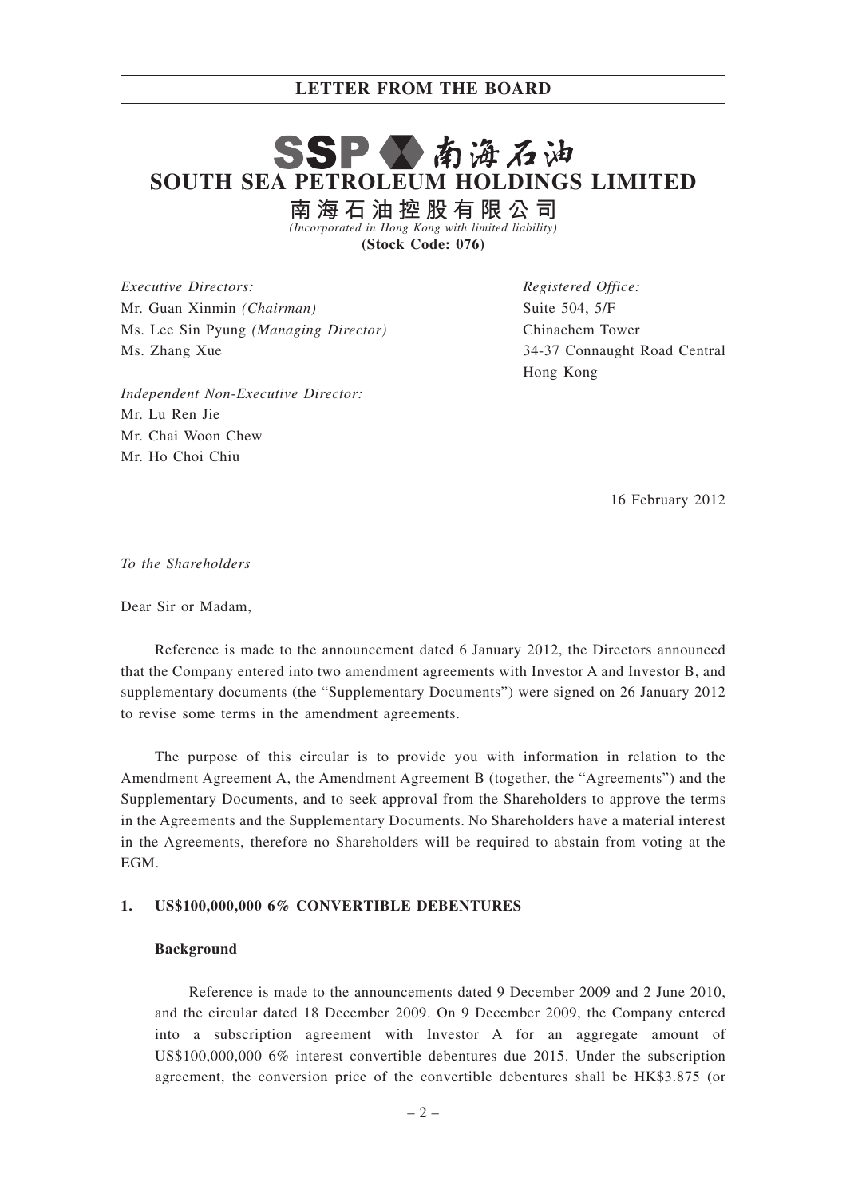# LETTER FROM THE BOARD

# SSP 南海石油
# SOUTH SEA PETROLEUM HOLDINGS LIMITED
## 南海石油控股有限公司

*(Incorporated in Hong Kong with limited liability)*

**(Stock Code: 076)**

*Executive Directors:*
Mr. Guan Xinmin *(Chairman)*
Ms. Lee Sin Pyung *(Managing Director)*
Ms. Zhang Xue

*Independent Non-Executive Director:*
Mr. Lu Ren Jie
Mr. Chai Woon Chew
Mr. Ho Choi Chiu

*Registered Office:*
Suite 504, 5/F
Chinachem Tower
34-37 Connaught Road Central
Hong Kong

16 February 2012

*To the Shareholders*

Dear Sir or Madam,

Reference is made to the announcement dated 6 January 2012, the Directors announced that the Company entered into two amendment agreements with Investor A and Investor B, and supplementary documents (the "Supplementary Documents") were signed on 26 January 2012 to revise some terms in the amendment agreements.

The purpose of this circular is to provide you with information in relation to the Amendment Agreement A, the Amendment Agreement B (together, the "Agreements") and the Supplementary Documents, and to seek approval from the Shareholders to approve the terms in the Agreements and the Supplementary Documents. No Shareholders have a material interest in the Agreements, therefore no Shareholders will be required to abstain from voting at the EGM.

### 1. US$100,000,000 6% CONVERTIBLE DEBENTURES

**Background**

Reference is made to the announcements dated 9 December 2009 and 2 June 2010, and the circular dated 18 December 2009. On 9 December 2009, the Company entered into a subscription agreement with Investor A for an aggregate amount of US$100,000,000 6% interest convertible debentures due 2015. Under the subscription agreement, the conversion price of the convertible debentures shall be HK$3.875 (or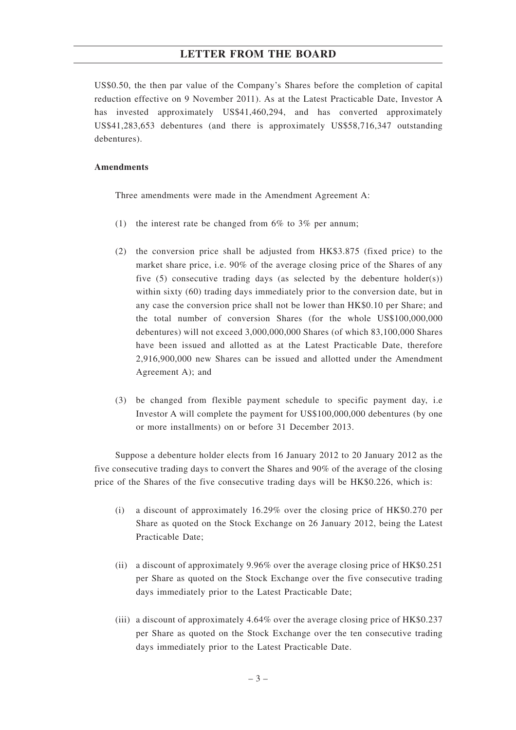US$0.50, the then par value of the Company's Shares before the completion of capital reduction effective on 9 November 2011). As at the Latest Practicable Date, Investor A has invested approximately US$41,460,294, and has converted approximately US$41,283,653 debentures (and there is approximately US$58,716,347 outstanding debentures).

**Amendments**

Three amendments were made in the Amendment Agreement A:

(1) the interest rate be changed from 6% to 3% per annum;

(2) the conversion price shall be adjusted from HK$3.875 (fixed price) to the market share price, i.e. 90% of the average closing price of the Shares of any five (5) consecutive trading days (as selected by the debenture holder(s)) within sixty (60) trading days immediately prior to the conversion date, but in any case the conversion price shall not be lower than HK$0.10 per Share; and the total number of conversion Shares (for the whole US$100,000,000 debentures) will not exceed 3,000,000,000 Shares (of which 83,100,000 Shares have been issued and allotted as at the Latest Practicable Date, therefore 2,916,900,000 new Shares can be issued and allotted under the Amendment Agreement A); and

(3) be changed from flexible payment schedule to specific payment day, i.e Investor A will complete the payment for US$100,000,000 debentures (by one or more installments) on or before 31 December 2013.

Suppose a debenture holder elects from 16 January 2012 to 20 January 2012 as the five consecutive trading days to convert the Shares and 90% of the average of the closing price of the Shares of the five consecutive trading days will be HK$0.226, which is:

(i) a discount of approximately 16.29% over the closing price of HK$0.270 per Share as quoted on the Stock Exchange on 26 January 2012, being the Latest Practicable Date;

(ii) a discount of approximately 9.96% over the average closing price of HK$0.251 per Share as quoted on the Stock Exchange over the five consecutive trading days immediately prior to the Latest Practicable Date;

(iii) a discount of approximately 4.64% over the average closing price of HK$0.237 per Share as quoted on the Stock Exchange over the ten consecutive trading days immediately prior to the Latest Practicable Date.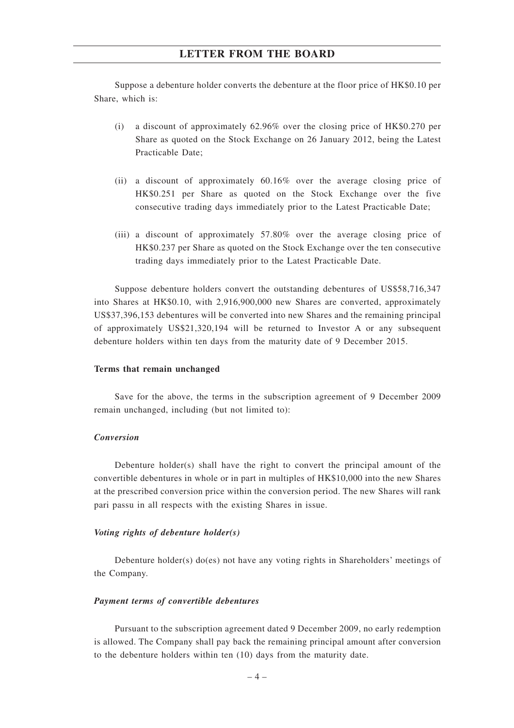Suppose a debenture holder converts the debenture at the floor price of HK$0.10 per Share, which is:

(i) a discount of approximately 62.96% over the closing price of HK$0.270 per Share as quoted on the Stock Exchange on 26 January 2012, being the Latest Practicable Date;

(ii) a discount of approximately 60.16% over the average closing price of HK$0.251 per Share as quoted on the Stock Exchange over the five consecutive trading days immediately prior to the Latest Practicable Date;

(iii) a discount of approximately 57.80% over the average closing price of HK$0.237 per Share as quoted on the Stock Exchange over the ten consecutive trading days immediately prior to the Latest Practicable Date.

Suppose debenture holders convert the outstanding debentures of US$58,716,347 into Shares at HK$0.10, with 2,916,900,000 new Shares are converted, approximately US$37,396,153 debentures will be converted into new Shares and the remaining principal of approximately US$21,320,194 will be returned to Investor A or any subsequent debenture holders within ten days from the maturity date of 9 December 2015.

**Terms that remain unchanged**

Save for the above, the terms in the subscription agreement of 9 December 2009 remain unchanged, including (but not limited to):

***Conversion***

Debenture holder(s) shall have the right to convert the principal amount of the convertible debentures in whole or in part in multiples of HK$10,000 into the new Shares at the prescribed conversion price within the conversion period. The new Shares will rank pari passu in all respects with the existing Shares in issue.

***Voting rights of debenture holder(s)***

Debenture holder(s) do(es) not have any voting rights in Shareholders' meetings of the Company.

***Payment terms of convertible debentures***

Pursuant to the subscription agreement dated 9 December 2009, no early redemption is allowed. The Company shall pay back the remaining principal amount after conversion to the debenture holders within ten (10) days from the maturity date.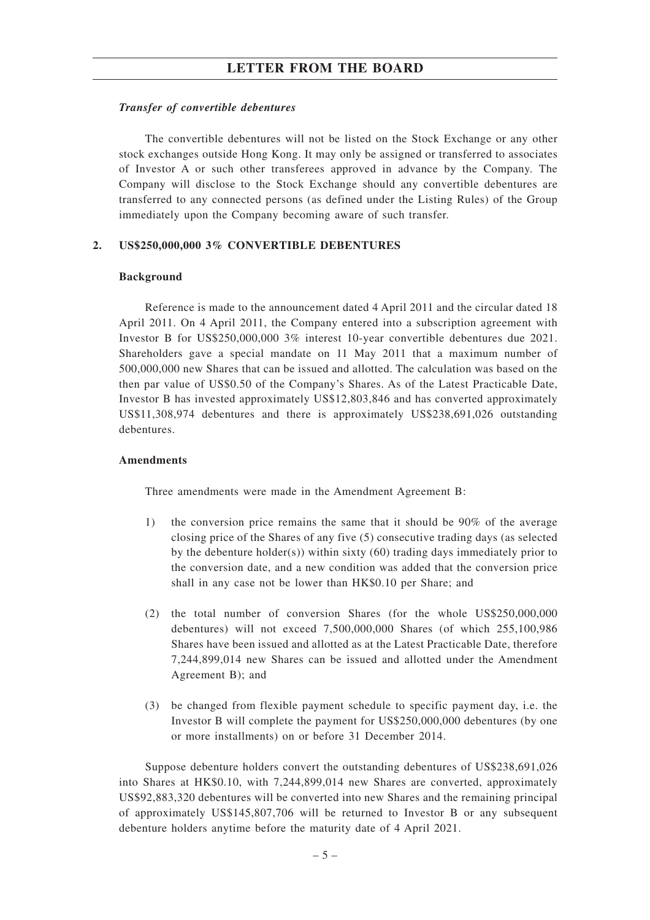### *Transfer of convertible debentures*

The convertible debentures will not be listed on the Stock Exchange or any other stock exchanges outside Hong Kong. It may only be assigned or transferred to associates of Investor A or such other transferees approved in advance by the Company. The Company will disclose to the Stock Exchange should any convertible debentures are transferred to any connected persons (as defined under the Listing Rules) of the Group immediately upon the Company becoming aware of such transfer.

## 2. US$250,000,000 3% CONVERTIBLE DEBENTURES

### Background

Reference is made to the announcement dated 4 April 2011 and the circular dated 18 April 2011. On 4 April 2011, the Company entered into a subscription agreement with Investor B for US$250,000,000 3% interest 10-year convertible debentures due 2021. Shareholders gave a special mandate on 11 May 2011 that a maximum number of 500,000,000 new Shares that can be issued and allotted. The calculation was based on the then par value of US$0.50 of the Company's Shares. As of the Latest Practicable Date, Investor B has invested approximately US$12,803,846 and has converted approximately US$11,308,974 debentures and there is approximately US$238,691,026 outstanding debentures.

### Amendments

Three amendments were made in the Amendment Agreement B:

1) the conversion price remains the same that it should be 90% of the average closing price of the Shares of any five (5) consecutive trading days (as selected by the debenture holder(s)) within sixty (60) trading days immediately prior to the conversion date, and a new condition was added that the conversion price shall in any case not be lower than HK$0.10 per Share; and

(2) the total number of conversion Shares (for the whole US$250,000,000 debentures) will not exceed 7,500,000,000 Shares (of which 255,100,986 Shares have been issued and allotted as at the Latest Practicable Date, therefore 7,244,899,014 new Shares can be issued and allotted under the Amendment Agreement B); and

(3) be changed from flexible payment schedule to specific payment day, i.e. the Investor B will complete the payment for US$250,000,000 debentures (by one or more installments) on or before 31 December 2014.

Suppose debenture holders convert the outstanding debentures of US$238,691,026 into Shares at HK$0.10, with 7,244,899,014 new Shares are converted, approximately US$92,883,320 debentures will be converted into new Shares and the remaining principal of approximately US$145,807,706 will be returned to Investor B or any subsequent debenture holders anytime before the maturity date of 4 April 2021.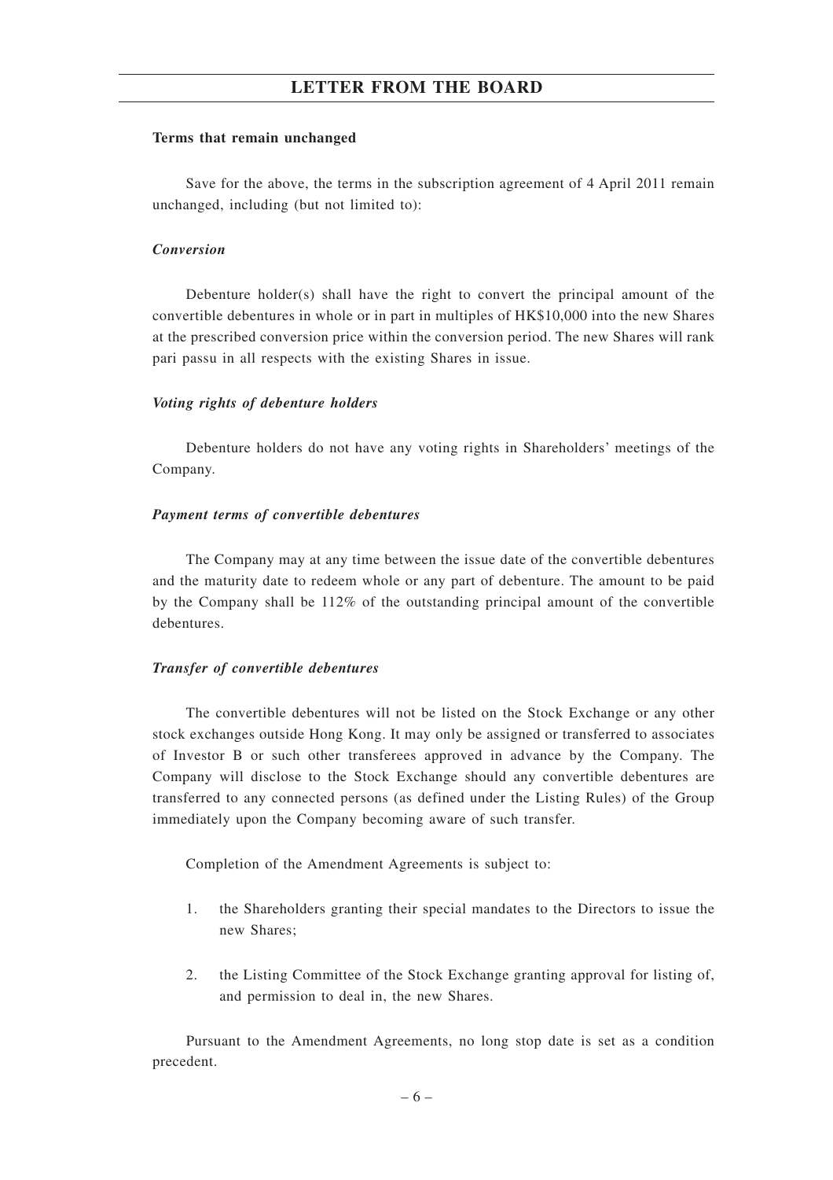**Terms that remain unchanged**

Save for the above, the terms in the subscription agreement of 4 April 2011 remain unchanged, including (but not limited to):

***Conversion***

Debenture holder(s) shall have the right to convert the principal amount of the convertible debentures in whole or in part in multiples of HK$10,000 into the new Shares at the prescribed conversion price within the conversion period. The new Shares will rank pari passu in all respects with the existing Shares in issue.

***Voting rights of debenture holders***

Debenture holders do not have any voting rights in Shareholders' meetings of the Company.

***Payment terms of convertible debentures***

The Company may at any time between the issue date of the convertible debentures and the maturity date to redeem whole or any part of debenture. The amount to be paid by the Company shall be 112% of the outstanding principal amount of the convertible debentures.

***Transfer of convertible debentures***

The convertible debentures will not be listed on the Stock Exchange or any other stock exchanges outside Hong Kong. It may only be assigned or transferred to associates of Investor B or such other transferees approved in advance by the Company. The Company will disclose to the Stock Exchange should any convertible debentures are transferred to any connected persons (as defined under the Listing Rules) of the Group immediately upon the Company becoming aware of such transfer.

Completion of the Amendment Agreements is subject to:

1. the Shareholders granting their special mandates to the Directors to issue the new Shares;

2. the Listing Committee of the Stock Exchange granting approval for listing of, and permission to deal in, the new Shares.

Pursuant to the Amendment Agreements, no long stop date is set as a condition precedent.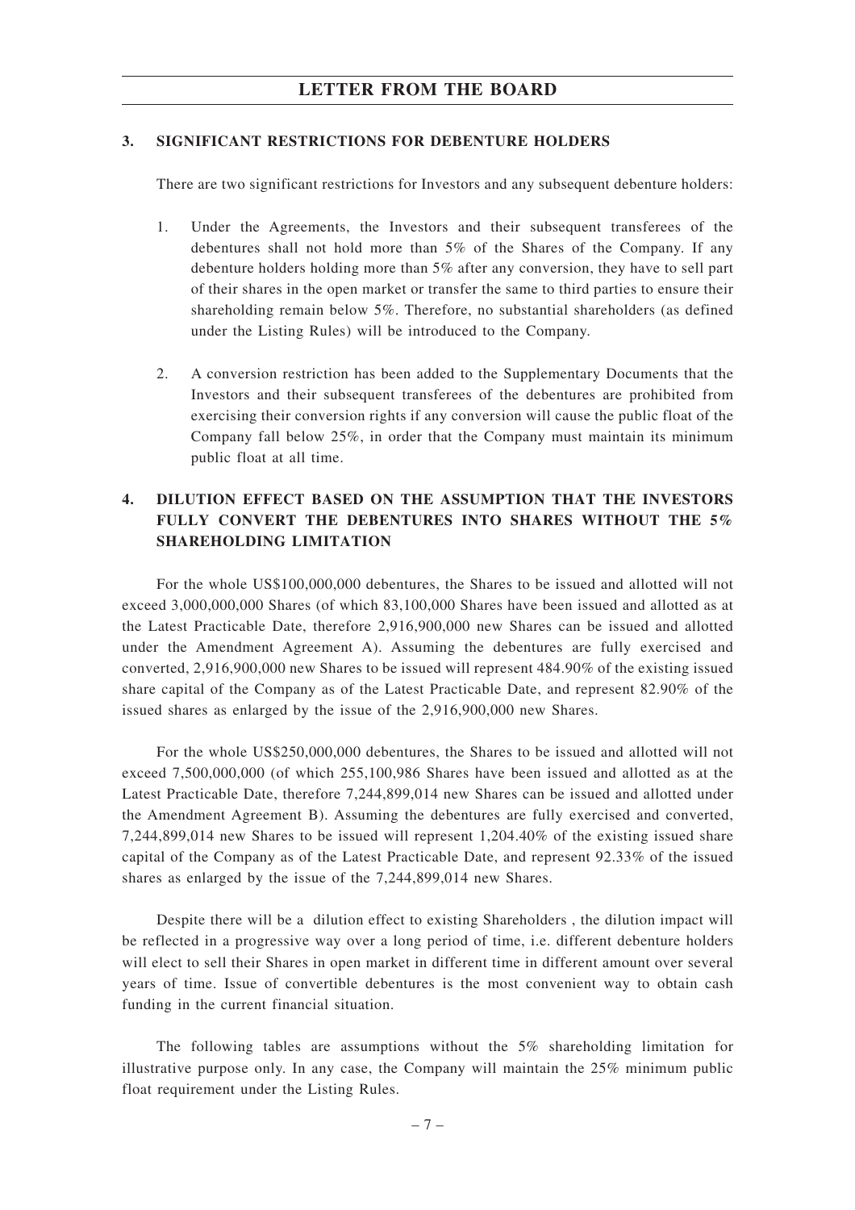## 3. SIGNIFICANT RESTRICTIONS FOR DEBENTURE HOLDERS

There are two significant restrictions for Investors and any subsequent debenture holders:

1. Under the Agreements, the Investors and their subsequent transferees of the debentures shall not hold more than 5% of the Shares of the Company. If any debenture holders holding more than 5% after any conversion, they have to sell part of their shares in the open market or transfer the same to third parties to ensure their shareholding remain below 5%. Therefore, no substantial shareholders (as defined under the Listing Rules) will be introduced to the Company.

2. A conversion restriction has been added to the Supplementary Documents that the Investors and their subsequent transferees of the debentures are prohibited from exercising their conversion rights if any conversion will cause the public float of the Company fall below 25%, in order that the Company must maintain its minimum public float at all time.

## 4. DILUTION EFFECT BASED ON THE ASSUMPTION THAT THE INVESTORS FULLY CONVERT THE DEBENTURES INTO SHARES WITHOUT THE 5% SHAREHOLDING LIMITATION

For the whole US$100,000,000 debentures, the Shares to be issued and allotted will not exceed 3,000,000,000 Shares (of which 83,100,000 Shares have been issued and allotted as at the Latest Practicable Date, therefore 2,916,900,000 new Shares can be issued and allotted under the Amendment Agreement A). Assuming the debentures are fully exercised and converted, 2,916,900,000 new Shares to be issued will represent 484.90% of the existing issued share capital of the Company as of the Latest Practicable Date, and represent 82.90% of the issued shares as enlarged by the issue of the 2,916,900,000 new Shares.

For the whole US$250,000,000 debentures, the Shares to be issued and allotted will not exceed 7,500,000,000 (of which 255,100,986 Shares have been issued and allotted as at the Latest Practicable Date, therefore 7,244,899,014 new Shares can be issued and allotted under the Amendment Agreement B). Assuming the debentures are fully exercised and converted, 7,244,899,014 new Shares to be issued will represent 1,204.40% of the existing issued share capital of the Company as of the Latest Practicable Date, and represent 92.33% of the issued shares as enlarged by the issue of the 7,244,899,014 new Shares.

Despite there will be a dilution effect to existing Shareholders , the dilution impact will be reflected in a progressive way over a long period of time, i.e. different debenture holders will elect to sell their Shares in open market in different time in different amount over several years of time. Issue of convertible debentures is the most convenient way to obtain cash funding in the current financial situation.

The following tables are assumptions without the 5% shareholding limitation for illustrative purpose only. In any case, the Company will maintain the 25% minimum public float requirement under the Listing Rules.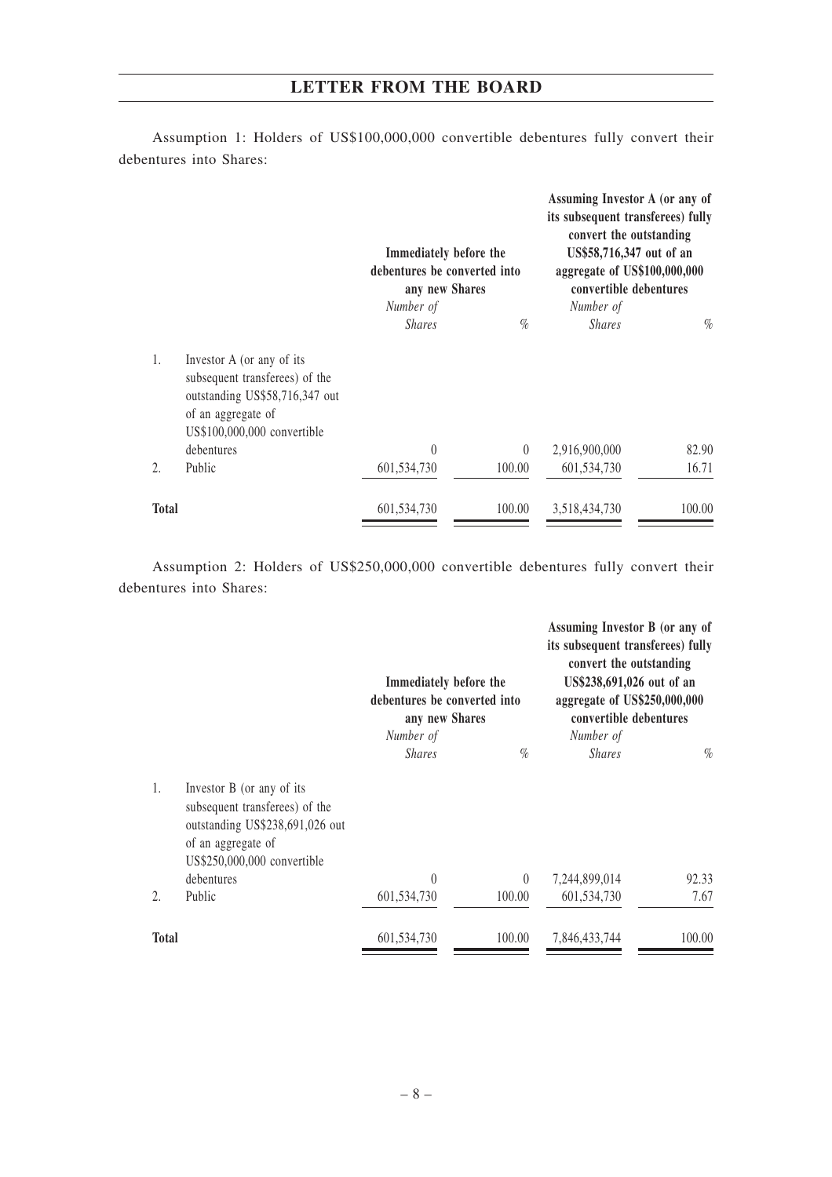Assumption 1: Holders of US$100,000,000 convertible debentures fully convert their debentures into Shares:

| | | Immediately before the debentures be converted into any new Shares | | Assuming Investor A (or any of its subsequent transferees) fully convert the outstanding US$58,716,347 out of an aggregate of US$100,000,000 convertible debentures | |
|---|---|---|---|---|---|
| | | *Number of Shares* | *%* | *Number of Shares* | *%* |
| 1. | Investor A (or any of its subsequent transferees) of the outstanding US$58,716,347 out of an aggregate of US$100,000,000 convertible debentures | 0 | 0 | 2,916,900,000 | 82.90 |
| 2. | Public | 601,534,730 | 100.00 | 601,534,730 | 16.71 |
| **Total** | | 601,534,730 | 100.00 | 3,518,434,730 | 100.00 |

Assumption 2: Holders of US$250,000,000 convertible debentures fully convert their debentures into Shares:

| | | Immediately before the debentures be converted into any new Shares | | Assuming Investor B (or any of its subsequent transferees) fully convert the outstanding US$238,691,026 out of an aggregate of US$250,000,000 convertible debentures | |
|---|---|---|---|---|---|
| | | *Number of Shares* | *%* | *Number of Shares* | *%* |
| 1. | Investor B (or any of its subsequent transferees) of the outstanding US$238,691,026 out of an aggregate of US$250,000,000 convertible debentures | 0 | 0 | 7,244,899,014 | 92.33 |
| 2. | Public | 601,534,730 | 100.00 | 601,534,730 | 7.67 |
| **Total** | | 601,534,730 | 100.00 | 7,846,433,744 | 100.00 |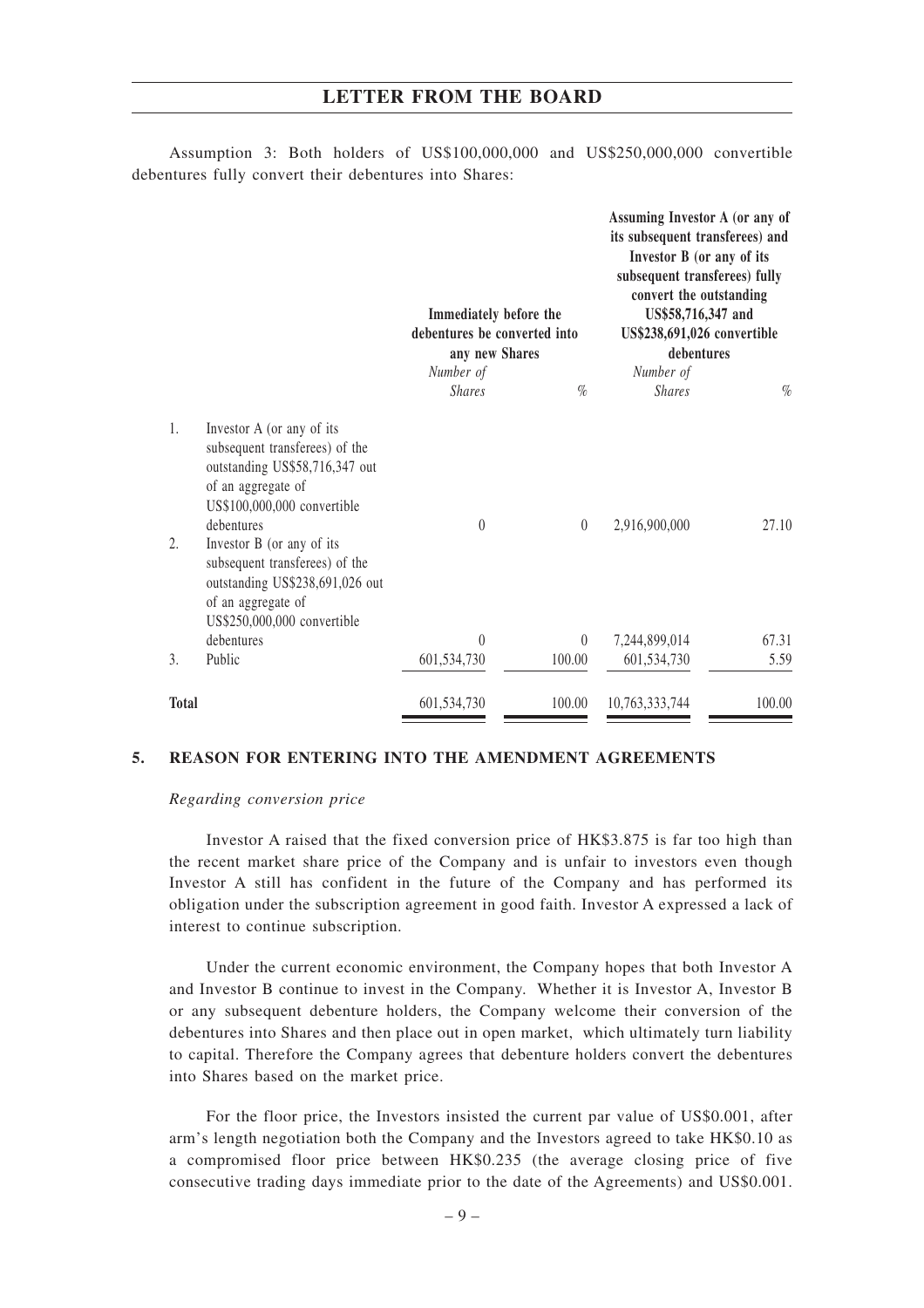Assumption 3: Both holders of US$100,000,000 and US$250,000,000 convertible debentures fully convert their debentures into Shares:

| | | Immediately before the debentures be converted into any new Shares | | Assuming Investor A (or any of its subsequent transferees) and Investor B (or any of its subsequent transferees) fully convert the outstanding US$58,716,347 and US$238,691,026 convertible debentures | |
|---|---|---|---|---|---|
| | | *Number of Shares* | *%* | *Number of Shares* | *%* |
| 1. | Investor A (or any of its subsequent transferees) of the outstanding US$58,716,347 out of an aggregate of US$100,000,000 convertible debentures | 0 | 0 | 2,916,900,000 | 27.10 |
| 2. | Investor B (or any of its subsequent transferees) of the outstanding US$238,691,026 out of an aggregate of US$250,000,000 convertible debentures | 0 | 0 | 7,244,899,014 | 67.31 |
| 3. | Public | 601,534,730 | 100.00 | 601,534,730 | 5.59 |
| **Total** | | 601,534,730 | 100.00 | 10,763,333,744 | 100.00 |

## 5. REASON FOR ENTERING INTO THE AMENDMENT AGREEMENTS

*Regarding conversion price*

Investor A raised that the fixed conversion price of HK$3.875 is far too high than the recent market share price of the Company and is unfair to investors even though Investor A still has confident in the future of the Company and has performed its obligation under the subscription agreement in good faith. Investor A expressed a lack of interest to continue subscription.

Under the current economic environment, the Company hopes that both Investor A and Investor B continue to invest in the Company. Whether it is Investor A, Investor B or any subsequent debenture holders, the Company welcome their conversion of the debentures into Shares and then place out in open market, which ultimately turn liability to capital. Therefore the Company agrees that debenture holders convert the debentures into Shares based on the market price.

For the floor price, the Investors insisted the current par value of US$0.001, after arm's length negotiation both the Company and the Investors agreed to take HK$0.10 as a compromised floor price between HK$0.235 (the average closing price of five consecutive trading days immediate prior to the date of the Agreements) and US$0.001.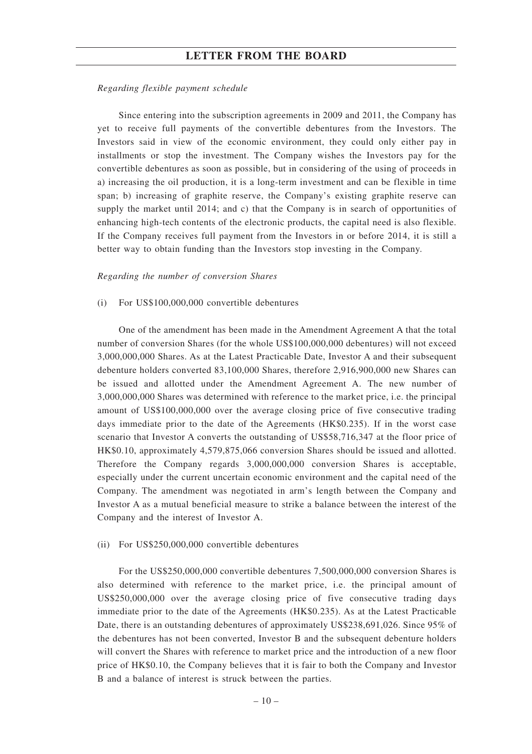*Regarding flexible payment schedule*

Since entering into the subscription agreements in 2009 and 2011, the Company has yet to receive full payments of the convertible debentures from the Investors. The Investors said in view of the economic environment, they could only either pay in installments or stop the investment. The Company wishes the Investors pay for the convertible debentures as soon as possible, but in considering of the using of proceeds in a) increasing the oil production, it is a long-term investment and can be flexible in time span; b) increasing of graphite reserve, the Company's existing graphite reserve can supply the market until 2014; and c) that the Company is in search of opportunities of enhancing high-tech contents of the electronic products, the capital need is also flexible. If the Company receives full payment from the Investors in or before 2014, it is still a better way to obtain funding than the Investors stop investing in the Company.

*Regarding the number of conversion Shares*

(i) For US$100,000,000 convertible debentures

One of the amendment has been made in the Amendment Agreement A that the total number of conversion Shares (for the whole US$100,000,000 debentures) will not exceed 3,000,000,000 Shares. As at the Latest Practicable Date, Investor A and their subsequent debenture holders converted 83,100,000 Shares, therefore 2,916,900,000 new Shares can be issued and allotted under the Amendment Agreement A. The new number of 3,000,000,000 Shares was determined with reference to the market price, i.e. the principal amount of US$100,000,000 over the average closing price of five consecutive trading days immediate prior to the date of the Agreements (HK$0.235). If in the worst case scenario that Investor A converts the outstanding of US$58,716,347 at the floor price of HK$0.10, approximately 4,579,875,066 conversion Shares should be issued and allotted. Therefore the Company regards 3,000,000,000 conversion Shares is acceptable, especially under the current uncertain economic environment and the capital need of the Company. The amendment was negotiated in arm's length between the Company and Investor A as a mutual beneficial measure to strike a balance between the interest of the Company and the interest of Investor A.

(ii) For US$250,000,000 convertible debentures

For the US$250,000,000 convertible debentures 7,500,000,000 conversion Shares is also determined with reference to the market price, i.e. the principal amount of US$250,000,000 over the average closing price of five consecutive trading days immediate prior to the date of the Agreements (HK$0.235). As at the Latest Practicable Date, there is an outstanding debentures of approximately US$238,691,026. Since 95% of the debentures has not been converted, Investor B and the subsequent debenture holders will convert the Shares with reference to market price and the introduction of a new floor price of HK$0.10, the Company believes that it is fair to both the Company and Investor B and a balance of interest is struck between the parties.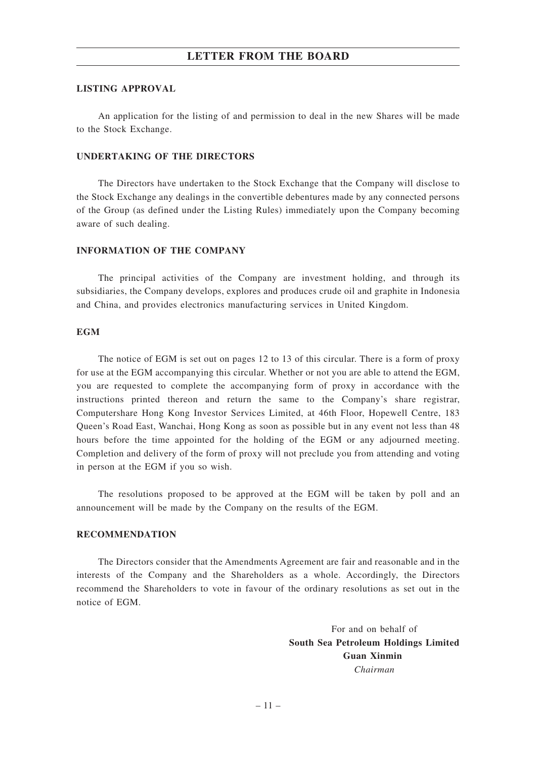# LETTER FROM THE BOARD

## LISTING APPROVAL

An application for the listing of and permission to deal in the new Shares will be made to the Stock Exchange.

## UNDERTAKING OF THE DIRECTORS

The Directors have undertaken to the Stock Exchange that the Company will disclose to the Stock Exchange any dealings in the convertible debentures made by any connected persons of the Group (as defined under the Listing Rules) immediately upon the Company becoming aware of such dealing.

## INFORMATION OF THE COMPANY

The principal activities of the Company are investment holding, and through its subsidiaries, the Company develops, explores and produces crude oil and graphite in Indonesia and China, and provides electronics manufacturing services in United Kingdom.

## EGM

The notice of EGM is set out on pages 12 to 13 of this circular. There is a form of proxy for use at the EGM accompanying this circular. Whether or not you are able to attend the EGM, you are requested to complete the accompanying form of proxy in accordance with the instructions printed thereon and return the same to the Company's share registrar, Computershare Hong Kong Investor Services Limited, at 46th Floor, Hopewell Centre, 183 Queen's Road East, Wanchai, Hong Kong as soon as possible but in any event not less than 48 hours before the time appointed for the holding of the EGM or any adjourned meeting. Completion and delivery of the form of proxy will not preclude you from attending and voting in person at the EGM if you so wish.

The resolutions proposed to be approved at the EGM will be taken by poll and an announcement will be made by the Company on the results of the EGM.

## RECOMMENDATION

The Directors consider that the Amendments Agreement are fair and reasonable and in the interests of the Company and the Shareholders as a whole. Accordingly, the Directors recommend the Shareholders to vote in favour of the ordinary resolutions as set out in the notice of EGM.

For and on behalf of
**South Sea Petroleum Holdings Limited**
**Guan Xinmin**
*Chairman*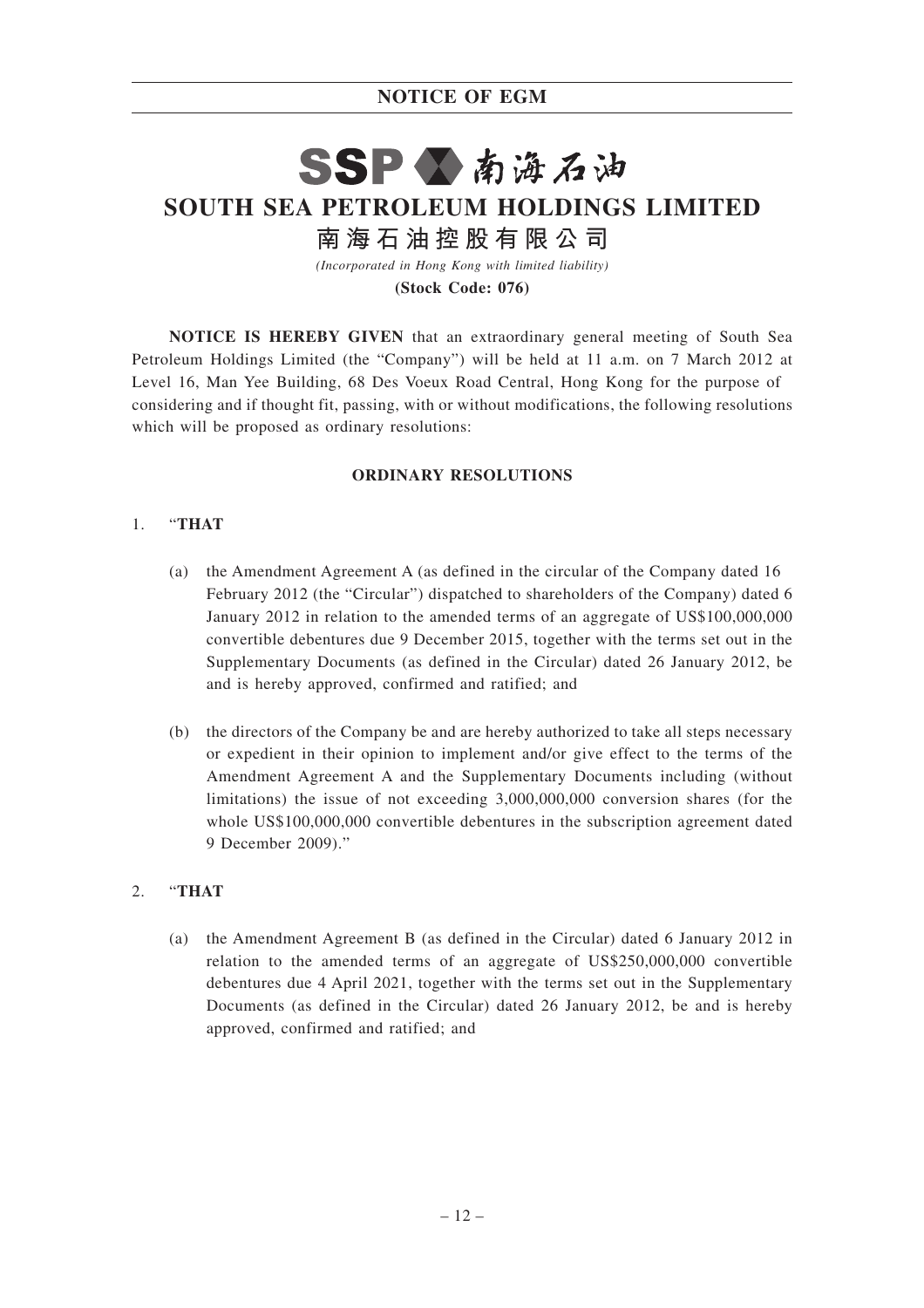# NOTICE OF EGM

SSP 南海石油

## SOUTH SEA PETROLEUM HOLDINGS LIMITED

## 南海石油控股有限公司

*(Incorporated in Hong Kong with limited liability)*

**(Stock Code: 076)**

**NOTICE IS HEREBY GIVEN** that an extraordinary general meeting of South Sea Petroleum Holdings Limited (the "Company") will be held at 11 a.m. on 7 March 2012 at Level 16, Man Yee Building, 68 Des Voeux Road Central, Hong Kong for the purpose of considering and if thought fit, passing, with or without modifications, the following resolutions which will be proposed as ordinary resolutions:

**ORDINARY RESOLUTIONS**

1. "**THAT**

   (a) the Amendment Agreement A (as defined in the circular of the Company dated 16 February 2012 (the "Circular") dispatched to shareholders of the Company) dated 6 January 2012 in relation to the amended terms of an aggregate of US$100,000,000 convertible debentures due 9 December 2015, together with the terms set out in the Supplementary Documents (as defined in the Circular) dated 26 January 2012, be and is hereby approved, confirmed and ratified; and

   (b) the directors of the Company be and are hereby authorized to take all steps necessary or expedient in their opinion to implement and/or give effect to the terms of the Amendment Agreement A and the Supplementary Documents including (without limitations) the issue of not exceeding 3,000,000,000 conversion shares (for the whole US$100,000,000 convertible debentures in the subscription agreement dated 9 December 2009)."

2. "**THAT**

   (a) the Amendment Agreement B (as defined in the Circular) dated 6 January 2012 in relation to the amended terms of an aggregate of US$250,000,000 convertible debentures due 4 April 2021, together with the terms set out in the Supplementary Documents (as defined in the Circular) dated 26 January 2012, be and is hereby approved, confirmed and ratified; and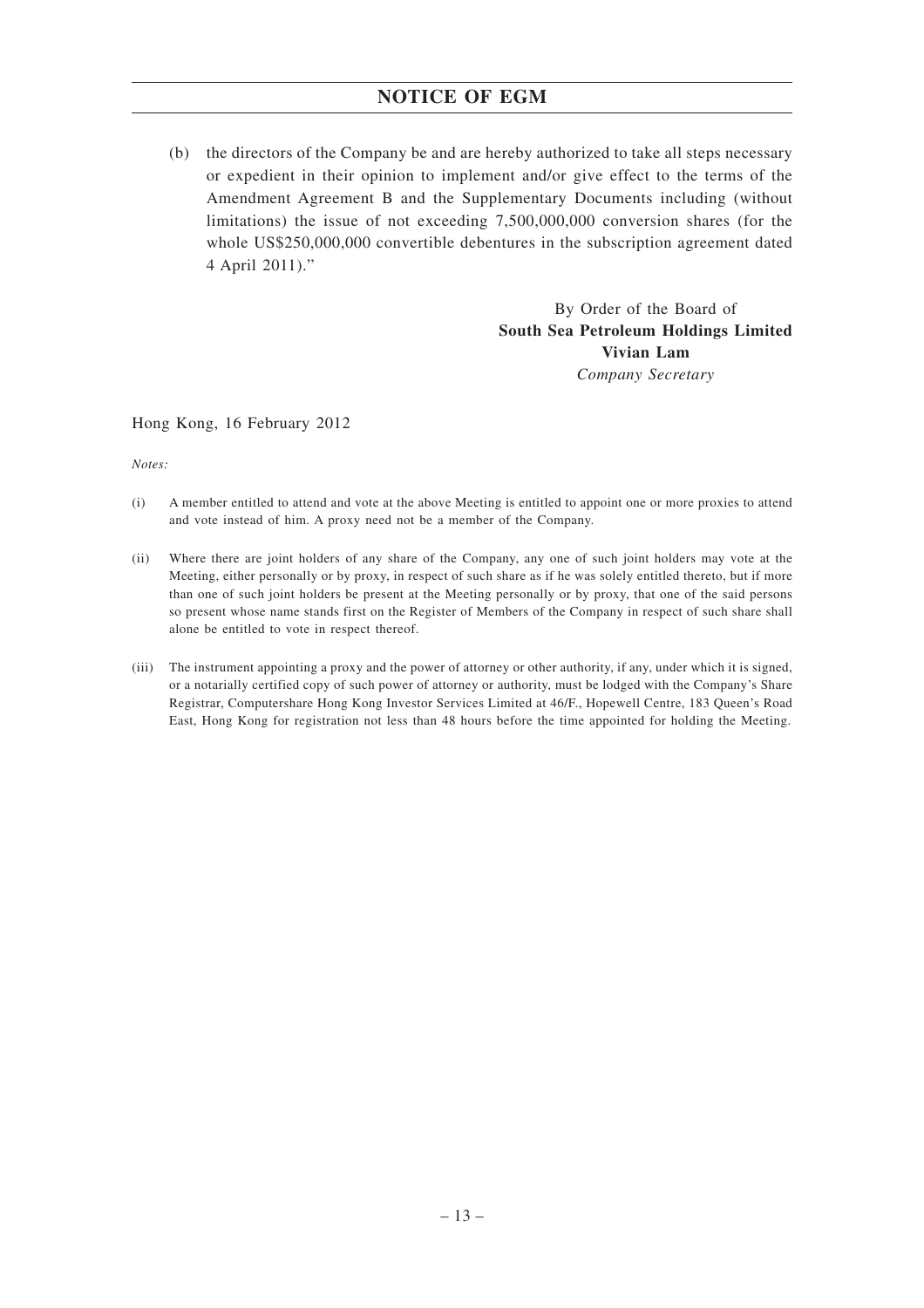(b) the directors of the Company be and are hereby authorized to take all steps necessary or expedient in their opinion to implement and/or give effect to the terms of the Amendment Agreement B and the Supplementary Documents including (without limitations) the issue of not exceeding 7,500,000,000 conversion shares (for the whole US$250,000,000 convertible debentures in the subscription agreement dated 4 April 2011)."

By Order of the Board of
**South Sea Petroleum Holdings Limited**
**Vivian Lam**
*Company Secretary*

Hong Kong, 16 February 2012

*Notes:*

(i) A member entitled to attend and vote at the above Meeting is entitled to appoint one or more proxies to attend and vote instead of him. A proxy need not be a member of the Company.

(ii) Where there are joint holders of any share of the Company, any one of such joint holders may vote at the Meeting, either personally or by proxy, in respect of such share as if he was solely entitled thereto, but if more than one of such joint holders be present at the Meeting personally or by proxy, that one of the said persons so present whose name stands first on the Register of Members of the Company in respect of such share shall alone be entitled to vote in respect thereof.

(iii) The instrument appointing a proxy and the power of attorney or other authority, if any, under which it is signed, or a notarially certified copy of such power of attorney or authority, must be lodged with the Company's Share Registrar, Computershare Hong Kong Investor Services Limited at 46/F., Hopewell Centre, 183 Queen's Road East, Hong Kong for registration not less than 48 hours before the time appointed for holding the Meeting.